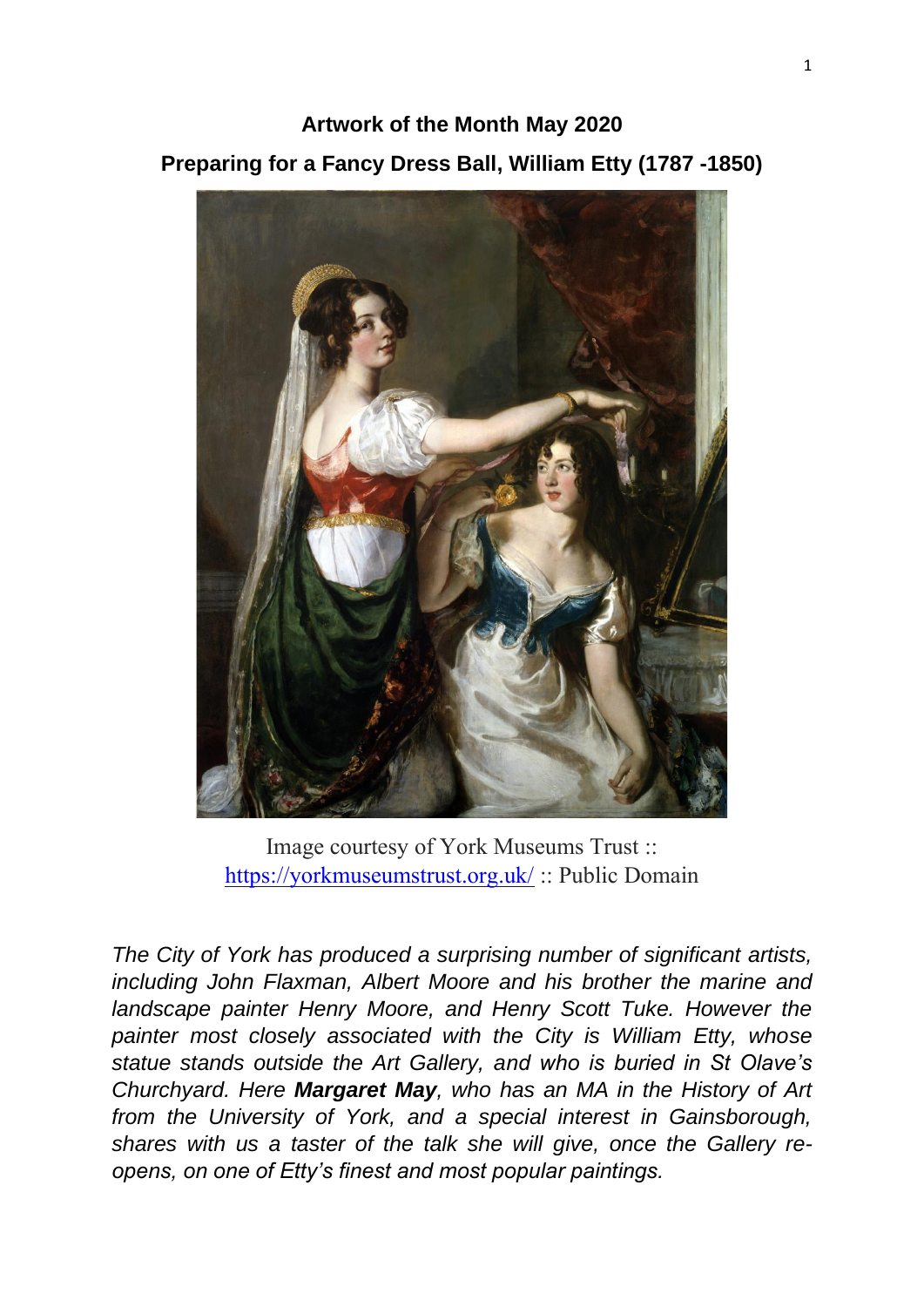**Artwork of the Month May 2020**

**Preparing for a Fancy Dress Ball, William Etty (1787 -1850)**

Image courtesy of York Museums Trust :: https://yorkmuseumstrust.org.uk/ :: Public Domain

*The City of York has produced a surprising number of significant artists, including John Flaxman, Albert Moore and his brother the marine and landscape painter Henry Moore, and Henry Scott Tuke. However the painter most closely associated with the City is William Etty, whose statue stands outside the Art Gallery, and who is buried in St Olave's Churchyard. Here* ***Margaret May****, who has an MA in the History of Art from the University of York, and a special interest in Gainsborough, shares with us a taster of the talk she will give, once the Gallery re-opens, on one of Etty's finest and most popular paintings.*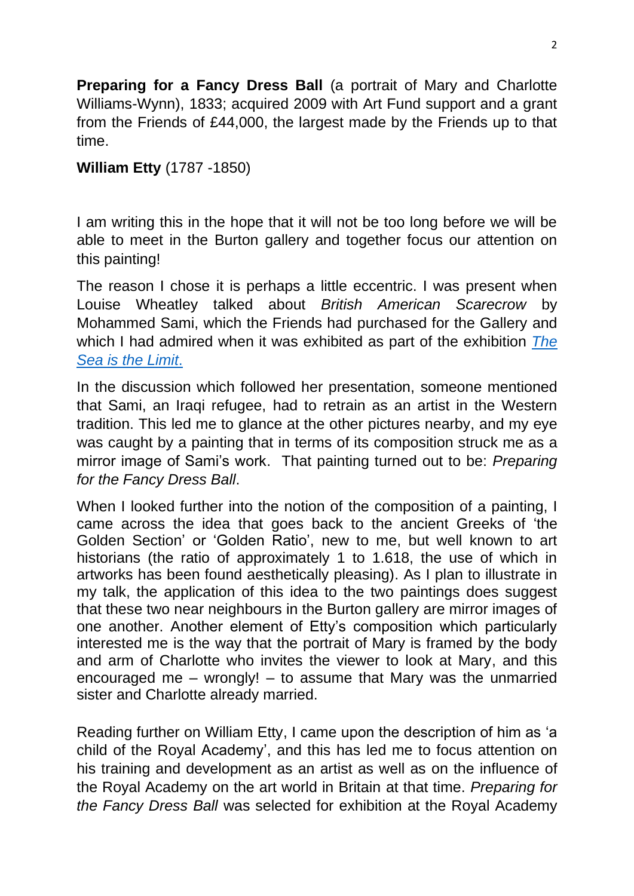**Preparing for a Fancy Dress Ball** (a portrait of Mary and Charlotte Williams-Wynn), 1833; acquired 2009 with Art Fund support and a grant from the Friends of £44,000, the largest made by the Friends up to that time.

**William Etty** (1787 -1850)

I am writing this in the hope that it will not be too long before we will be able to meet in the Burton gallery and together focus our attention on this painting!

The reason I chose it is perhaps a little eccentric. I was present when Louise Wheatley talked about *British American Scarecrow* by Mohammed Sami, which the Friends had purchased for the Gallery and which I had admired when it was exhibited as part of the exhibition [*The Sea is the Limit*.]()

In the discussion which followed her presentation, someone mentioned that Sami, an Iraqi refugee, had to retrain as an artist in the Western tradition. This led me to glance at the other pictures nearby, and my eye was caught by a painting that in terms of its composition struck me as a mirror image of Sami's work. That painting turned out to be: *Preparing for the Fancy Dress Ball*.

When I looked further into the notion of the composition of a painting, I came across the idea that goes back to the ancient Greeks of 'the Golden Section' or 'Golden Ratio', new to me, but well known to art historians (the ratio of approximately 1 to 1.618, the use of which in artworks has been found aesthetically pleasing). As I plan to illustrate in my talk, the application of this idea to the two paintings does suggest that these two near neighbours in the Burton gallery are mirror images of one another. Another element of Etty's composition which particularly interested me is the way that the portrait of Mary is framed by the body and arm of Charlotte who invites the viewer to look at Mary, and this encouraged me – wrongly! – to assume that Mary was the unmarried sister and Charlotte already married.

Reading further on William Etty, I came upon the description of him as 'a child of the Royal Academy', and this has led me to focus attention on his training and development as an artist as well as on the influence of the Royal Academy on the art world in Britain at that time. *Preparing for the Fancy Dress Ball* was selected for exhibition at the Royal Academy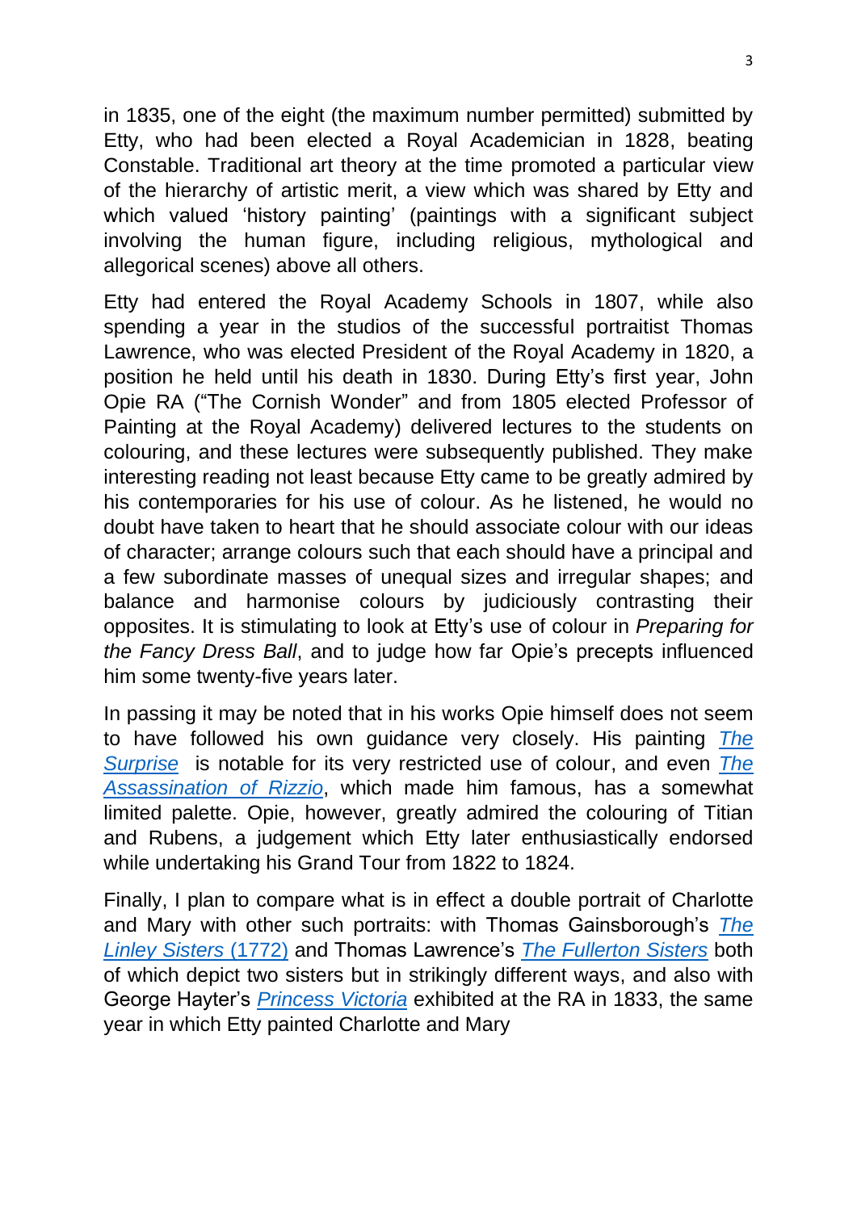in 1835, one of the eight (the maximum number permitted) submitted by Etty, who had been elected a Royal Academician in 1828, beating Constable. Traditional art theory at the time promoted a particular view of the hierarchy of artistic merit, a view which was shared by Etty and which valued 'history painting' (paintings with a significant subject involving the human figure, including religious, mythological and allegorical scenes) above all others.

Etty had entered the Royal Academy Schools in 1807, while also spending a year in the studios of the successful portraitist Thomas Lawrence, who was elected President of the Royal Academy in 1820, a position he held until his death in 1830. During Etty's first year, John Opie RA ("The Cornish Wonder" and from 1805 elected Professor of Painting at the Royal Academy) delivered lectures to the students on colouring, and these lectures were subsequently published. They make interesting reading not least because Etty came to be greatly admired by his contemporaries for his use of colour. As he listened, he would no doubt have taken to heart that he should associate colour with our ideas of character; arrange colours such that each should have a principal and a few subordinate masses of unequal sizes and irregular shapes; and balance and harmonise colours by judiciously contrasting their opposites. It is stimulating to look at Etty's use of colour in *Preparing for the Fancy Dress Ball*, and to judge how far Opie's precepts influenced him some twenty-five years later.

In passing it may be noted that in his works Opie himself does not seem to have followed his own guidance very closely. His painting *The Surprise* is notable for its very restricted use of colour, and even *The Assassination of Rizzio*, which made him famous, has a somewhat limited palette. Opie, however, greatly admired the colouring of Titian and Rubens, a judgement which Etty later enthusiastically endorsed while undertaking his Grand Tour from 1822 to 1824.

Finally, I plan to compare what is in effect a double portrait of Charlotte and Mary with other such portraits: with Thomas Gainsborough's *The Linley Sisters* (1772) and Thomas Lawrence's *The Fullerton Sisters* both of which depict two sisters but in strikingly different ways, and also with George Hayter's *Princess Victoria* exhibited at the RA in 1833, the same year in which Etty painted Charlotte and Mary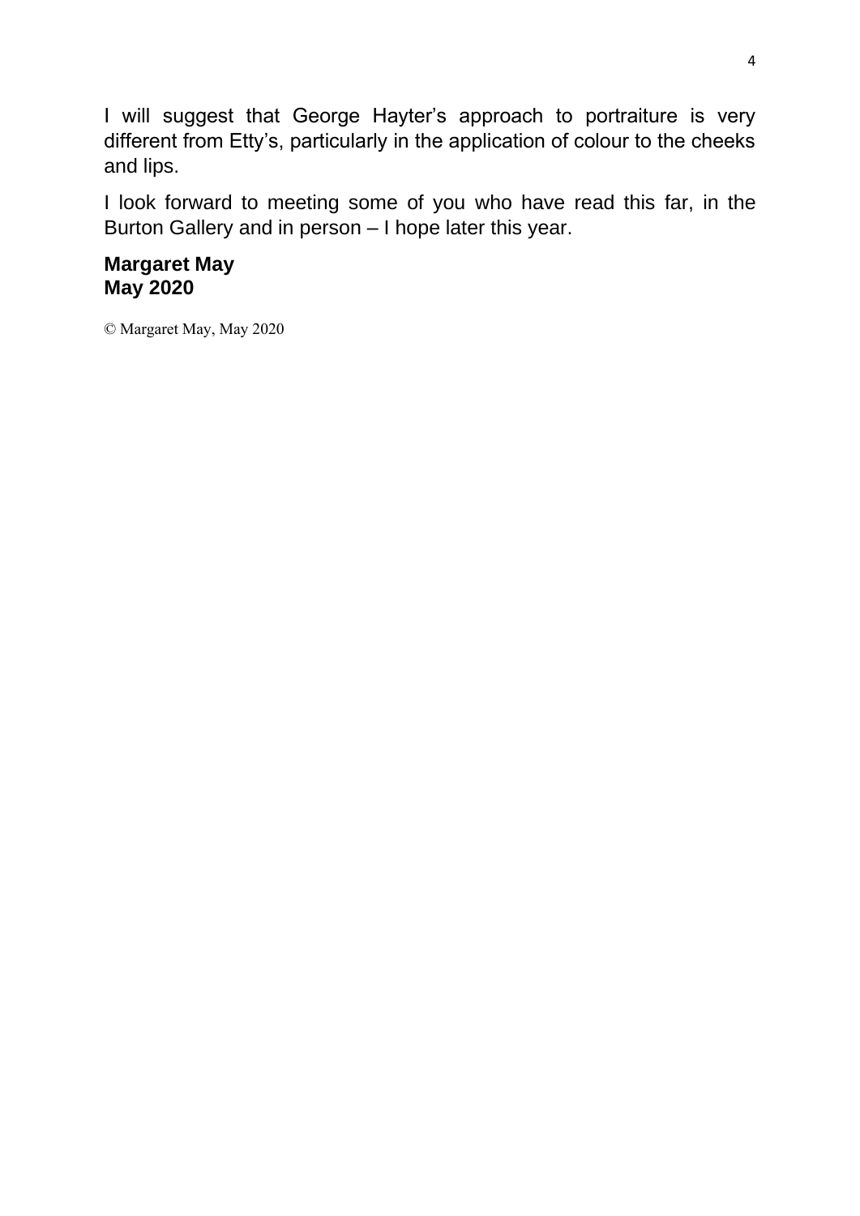I will suggest that George Hayter’s approach to portraiture is very different from Etty’s, particularly in the application of colour to the cheeks and lips.

I look forward to meeting some of you who have read this far, in the Burton Gallery and in person – I hope later this year.

**Margaret May**
**May 2020**

© Margaret May, May 2020